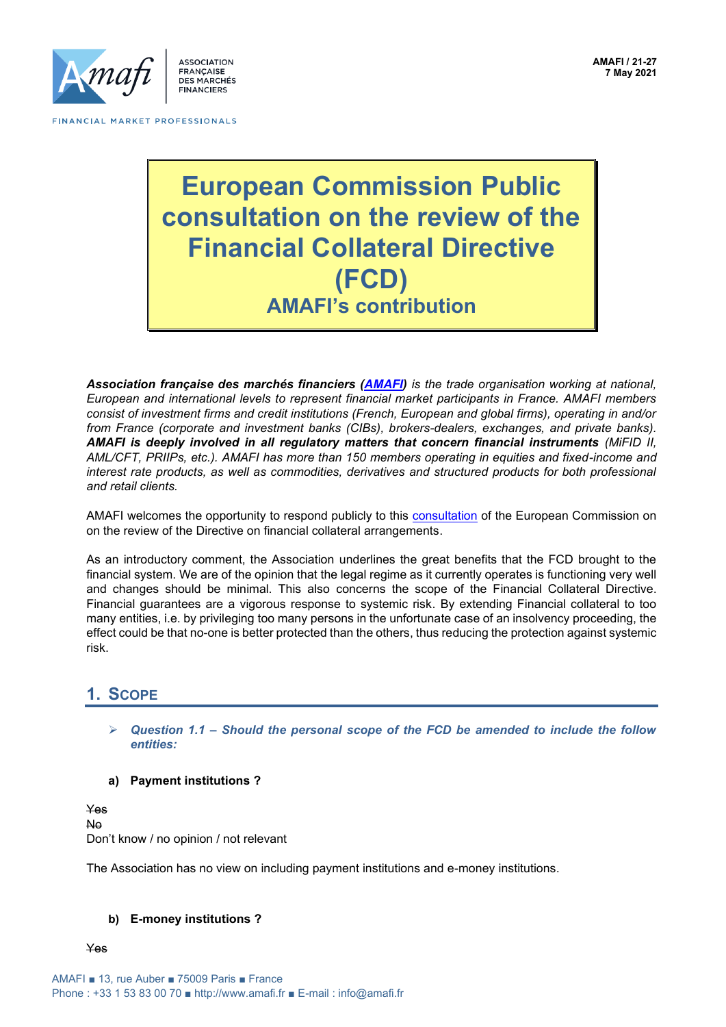AMAFI / 21-27
7 May 2021

# European Commission Public consultation on the review of the Financial Collateral Directive (FCD)

## AMAFI's contribution

***Association française des marchés financiers (AMAFI)** is the trade organisation working at national, European and international levels to represent financial market participants in France. AMAFI members consist of investment firms and credit institutions (French, European and global firms), operating in and/or from France (corporate and investment banks (CIBs), brokers-dealers, exchanges, and private banks). **AMAFI is deeply involved in all regulatory matters that concern financial instruments** (MiFID II, AML/CFT, PRIIPs, etc.). AMAFI has more than 150 members operating in equities and fixed-income and interest rate products, as well as commodities, derivatives and structured products for both professional and retail clients.*

AMAFI welcomes the opportunity to respond publicly to this consultation of the European Commission on on the review of the Directive on financial collateral arrangements.

As an introductory comment, the Association underlines the great benefits that the FCD brought to the financial system. We are of the opinion that the legal regime as it currently operates is functioning very well and changes should be minimal. This also concerns the scope of the Financial Collateral Directive. Financial guarantees are a vigorous response to systemic risk. By extending Financial collateral to too many entities, i.e. by privileging too many persons in the unfortunate case of an insolvency proceeding, the effect could be that no-one is better protected than the others, thus reducing the protection against systemic risk.

## 1. Scope

- ***Question 1.1 – Should the personal scope of the FCD be amended to include the follow entities:***

**a) Payment institutions ?**

~~Yes~~
~~No~~
Don't know / no opinion / not relevant

The Association has no view on including payment institutions and e-money institutions.

**b) E-money institutions ?**

~~Yes~~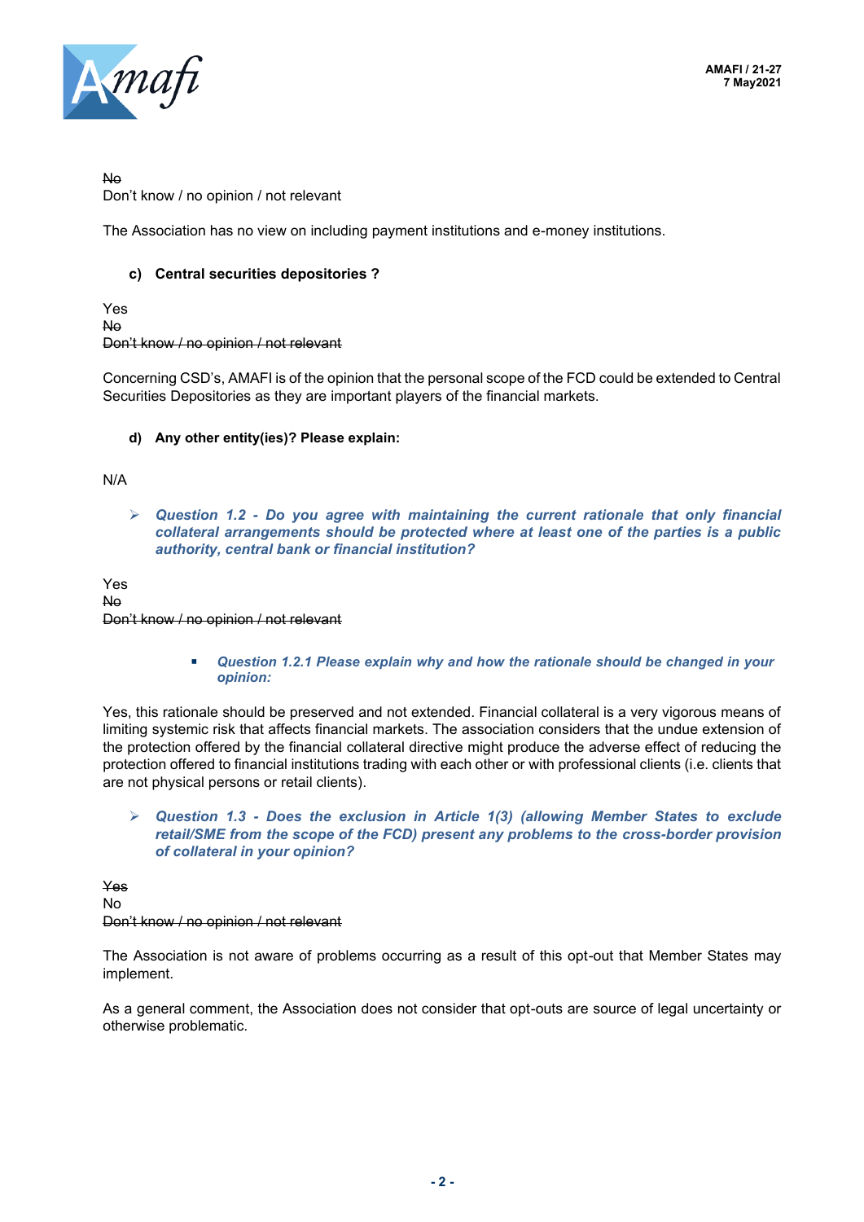~~No~~
Don't know / no opinion / not relevant

The Association has no view on including payment institutions and e-money institutions.

**c) Central securities depositories ?**

Yes
~~No~~
~~Don't know / no opinion / not relevant~~

Concerning CSD's, AMAFI is of the opinion that the personal scope of the FCD could be extended to Central Securities Depositories as they are important players of the financial markets.

**d) Any other entity(ies)? Please explain:**

N/A

- ***Question 1.2 - Do you agree with maintaining the current rationale that only financial collateral arrangements should be protected where at least one of the parties is a public authority, central bank or financial institution?***

Yes
~~No~~
~~Don't know / no opinion / not relevant~~

- ***Question 1.2.1 Please explain why and how the rationale should be changed in your opinion:***

Yes, this rationale should be preserved and not extended. Financial collateral is a very vigorous means of limiting systemic risk that affects financial markets. The association considers that the undue extension of the protection offered by the financial collateral directive might produce the adverse effect of reducing the protection offered to financial institutions trading with each other or with professional clients (i.e. clients that are not physical persons or retail clients).

- ***Question 1.3 - Does the exclusion in Article 1(3) (allowing Member States to exclude retail/SME from the scope of the FCD) present any problems to the cross-border provision of collateral in your opinion?***

~~Yes~~
No
~~Don't know / no opinion / not relevant~~

The Association is not aware of problems occurring as a result of this opt-out that Member States may implement.

As a general comment, the Association does not consider that opt-outs are source of legal uncertainty or otherwise problematic.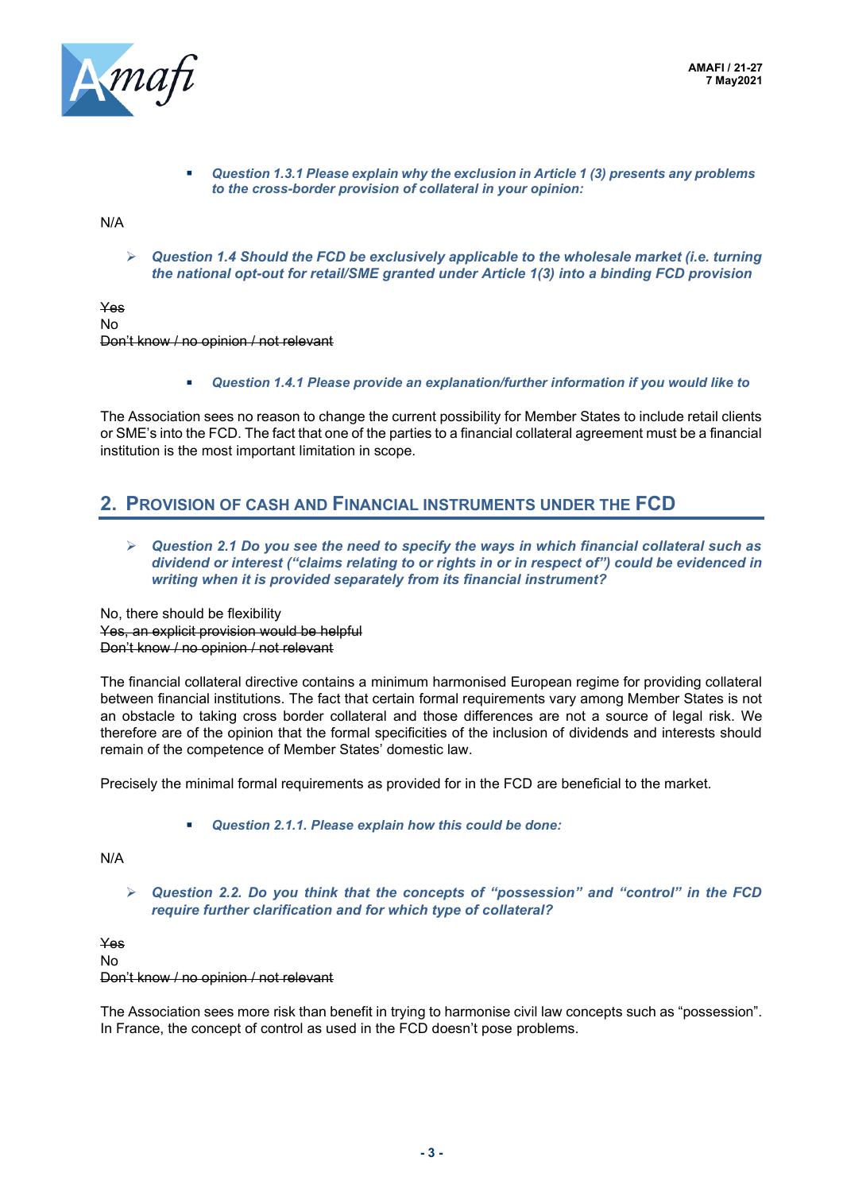- ***Question 1.3.1 Please explain why the exclusion in Article 1 (3) presents any problems to the cross-border provision of collateral in your opinion:***

N/A

- ***Question 1.4 Should the FCD be exclusively applicable to the wholesale market (i.e. turning the national opt-out for retail/SME granted under Article 1(3) into a binding FCD provision***

~~Yes~~
No
~~Don't know / no opinion / not relevant~~

- ***Question 1.4.1 Please provide an explanation/further information if you would like to***

The Association sees no reason to change the current possibility for Member States to include retail clients or SME's into the FCD. The fact that one of the parties to a financial collateral agreement must be a financial institution is the most important limitation in scope.

## 2. Provision of cash and financial instruments under the FCD

- ***Question 2.1 Do you see the need to specify the ways in which financial collateral such as dividend or interest ("claims relating to or rights in or in respect of") could be evidenced in writing when it is provided separately from its financial instrument?***

No, there should be flexibility
~~Yes, an explicit provision would be helpful~~
~~Don't know / no opinion / not relevant~~

The financial collateral directive contains a minimum harmonised European regime for providing collateral between financial institutions. The fact that certain formal requirements vary among Member States is not an obstacle to taking cross border collateral and those differences are not a source of legal risk. We therefore are of the opinion that the formal specificities of the inclusion of dividends and interests should remain of the competence of Member States' domestic law.

Precisely the minimal formal requirements as provided for in the FCD are beneficial to the market.

- ***Question 2.1.1. Please explain how this could be done:***

N/A

- ***Question 2.2. Do you think that the concepts of "possession" and "control" in the FCD require further clarification and for which type of collateral?***

~~Yes~~
No
~~Don't know / no opinion / not relevant~~

The Association sees more risk than benefit in trying to harmonise civil law concepts such as "possession". In France, the concept of control as used in the FCD doesn't pose problems.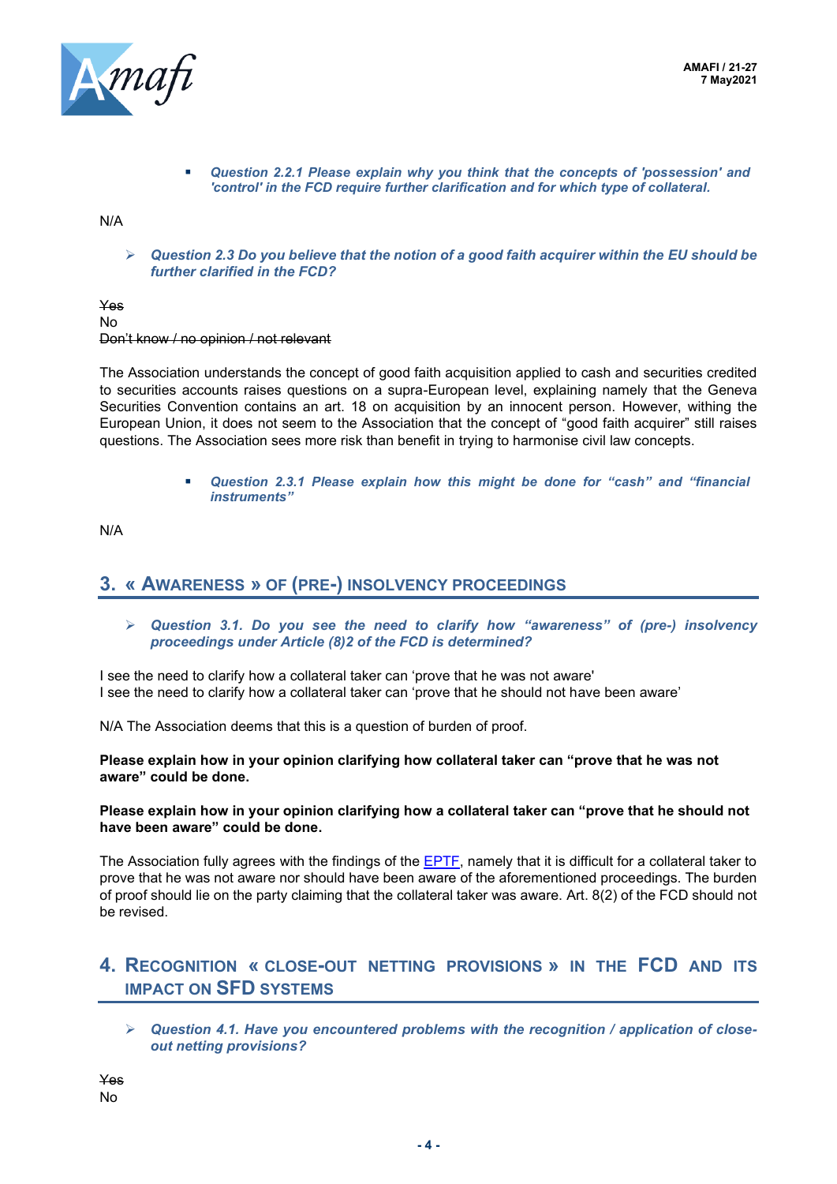- ***Question 2.2.1 Please explain why you think that the concepts of 'possession' and 'control' in the FCD require further clarification and for which type of collateral.***

N/A

> ***Question 2.3 Do you believe that the notion of a good faith acquirer within the EU should be further clarified in the FCD?***

~~Yes~~
No
~~Don't know / no opinion / not relevant~~

The Association understands the concept of good faith acquisition applied to cash and securities credited to securities accounts raises questions on a supra-European level, explaining namely that the Geneva Securities Convention contains an art. 18 on acquisition by an innocent person. However, withing the European Union, it does not seem to the Association that the concept of "good faith acquirer" still raises questions. The Association sees more risk than benefit in trying to harmonise civil law concepts.

- ***Question 2.3.1 Please explain how this might be done for "cash" and "financial instruments"***

N/A

## 3. « Awareness » of (pre-) insolvency proceedings

> ***Question 3.1. Do you see the need to clarify how "awareness" of (pre-) insolvency proceedings under Article (8)2 of the FCD is determined?***

I see the need to clarify how a collateral taker can 'prove that he was not aware'
I see the need to clarify how a collateral taker can 'prove that he should not have been aware'

N/A The Association deems that this is a question of burden of proof.

**Please explain how in your opinion clarifying how collateral taker can "prove that he was not aware" could be done.**

**Please explain how in your opinion clarifying how a collateral taker can "prove that he should not have been aware" could be done.**

The Association fully agrees with the findings of the EPTF, namely that it is difficult for a collateral taker to prove that he was not aware nor should have been aware of the aforementioned proceedings. The burden of proof should lie on the party claiming that the collateral taker was aware. Art. 8(2) of the FCD should not be revised.

## 4. Recognition « close-out netting provisions » in the FCD and its impact on SFD systems

> ***Question 4.1. Have you encountered problems with the recognition / application of close-out netting provisions?***

~~Yes~~
No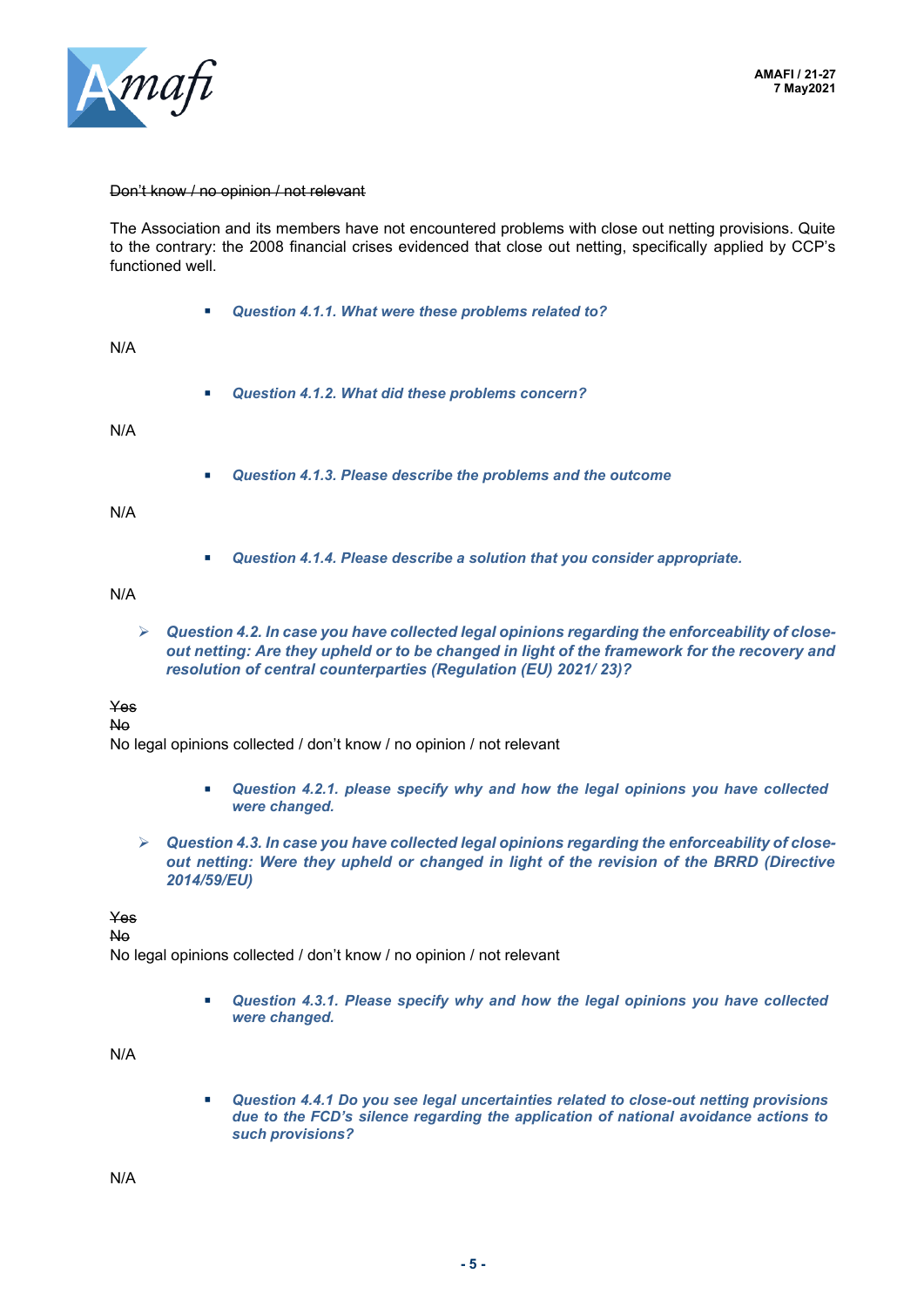~~Don't know / no opinion / not relevant~~

The Association and its members have not encountered problems with close out netting provisions. Quite to the contrary: the 2008 financial crises evidenced that close out netting, specifically applied by CCP's functioned well.

- ***Question 4.1.1. What were these problems related to?***

N/A

- ***Question 4.1.2. What did these problems concern?***

N/A

- ***Question 4.1.3. Please describe the problems and the outcome***

N/A

- ***Question 4.1.4. Please describe a solution that you consider appropriate.***

N/A

- ***Question 4.2. In case you have collected legal opinions regarding the enforceability of close-out netting: Are they upheld or to be changed in light of the framework for the recovery and resolution of central counterparties (Regulation (EU) 2021/ 23)?***

~~Yes~~
~~No~~
No legal opinions collected / don't know / no opinion / not relevant

- ***Question 4.2.1. please specify why and how the legal opinions you have collected were changed.***

- ***Question 4.3. In case you have collected legal opinions regarding the enforceability of close-out netting: Were they upheld or changed in light of the revision of the BRRD (Directive 2014/59/EU)***

~~Yes~~
~~No~~
No legal opinions collected / don't know / no opinion / not relevant

- ***Question 4.3.1. Please specify why and how the legal opinions you have collected were changed.***

N/A

- ***Question 4.4.1 Do you see legal uncertainties related to close-out netting provisions due to the FCD's silence regarding the application of national avoidance actions to such provisions?***

N/A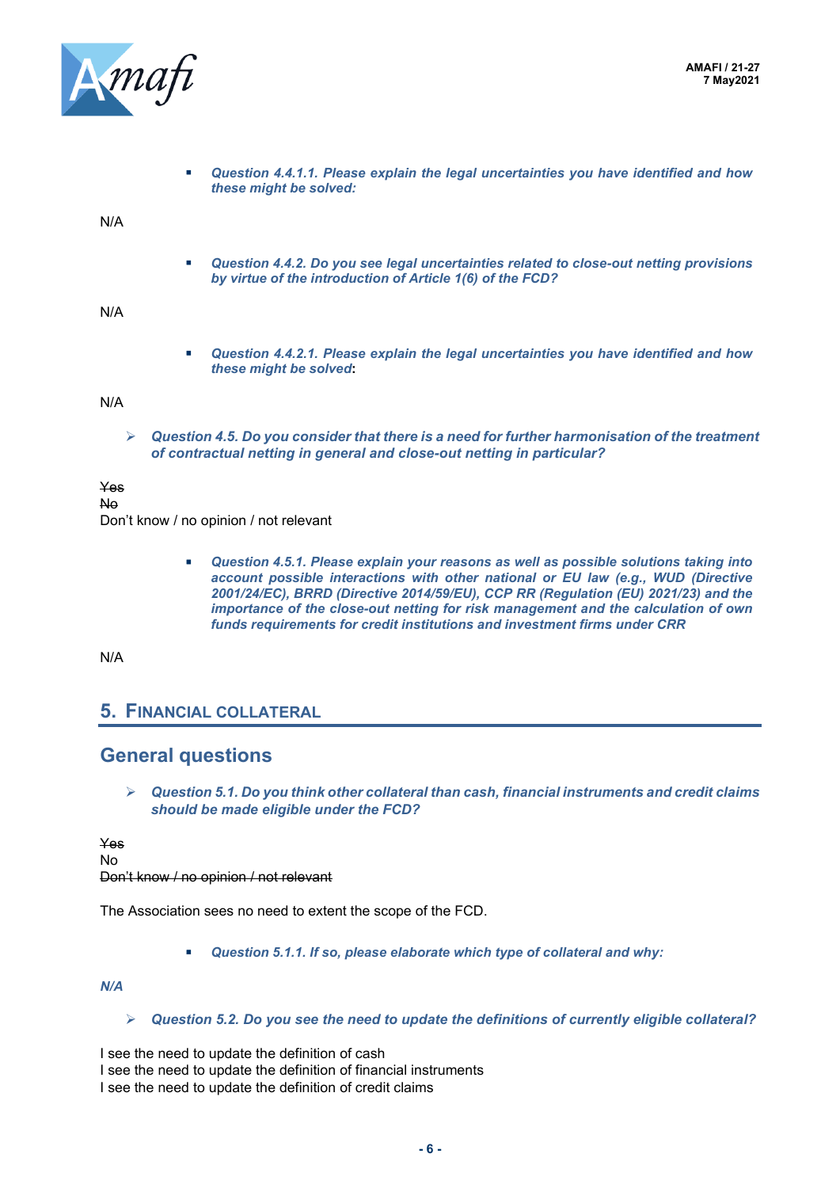- ***Question 4.4.1.1. Please explain the legal uncertainties you have identified and how these might be solved:***

N/A

- ***Question 4.4.2. Do you see legal uncertainties related to close-out netting provisions by virtue of the introduction of Article 1(6) of the FCD?***

N/A

- ***Question 4.4.2.1. Please explain the legal uncertainties you have identified and how these might be solved*:**

N/A

> ***Question 4.5. Do you consider that there is a need for further harmonisation of the treatment of contractual netting in general and close-out netting in particular?***

~~Yes~~
~~No~~
Don't know / no opinion / not relevant

- ***Question 4.5.1. Please explain your reasons as well as possible solutions taking into account possible interactions with other national or EU law (e.g., WUD (Directive 2001/24/EC), BRRD (Directive 2014/59/EU), CCP RR (Regulation (EU) 2021/23) and the importance of the close-out netting for risk management and the calculation of own funds requirements for credit institutions and investment firms under CRR***

N/A

## 5. Financial collateral

## General questions

> ***Question 5.1. Do you think other collateral than cash, financial instruments and credit claims should be made eligible under the FCD?***

~~Yes~~
No
~~Don't know / no opinion / not relevant~~

The Association sees no need to extent the scope of the FCD.

- ***Question 5.1.1. If so, please elaborate which type of collateral and why:***

*N/A*

> ***Question 5.2. Do you see the need to update the definitions of currently eligible collateral?***

I see the need to update the definition of cash
I see the need to update the definition of financial instruments
I see the need to update the definition of credit claims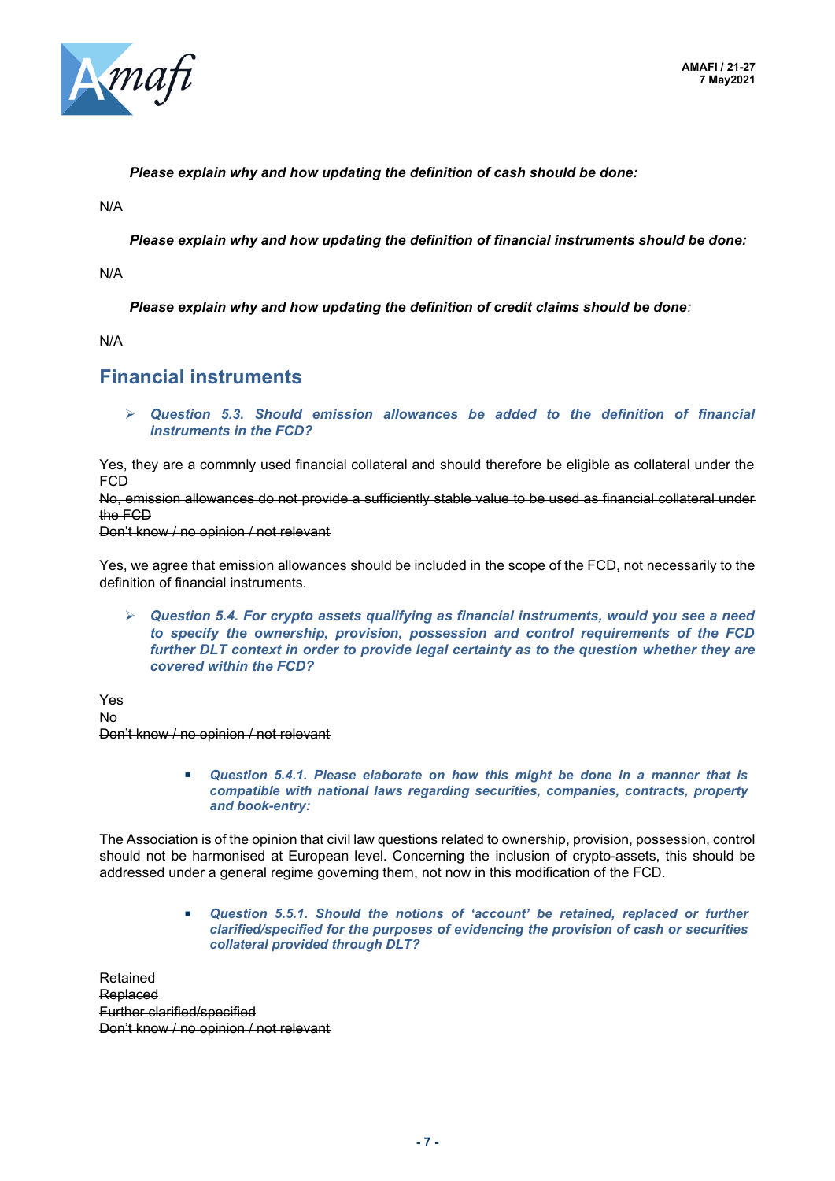***Please explain why and how updating the definition of cash should be done:***

N/A

***Please explain why and how updating the definition of financial instruments should be done:***

N/A

***Please explain why and how updating the definition of credit claims should be done**:*

N/A

## Financial instruments

- ***Question 5.3. Should emission allowances be added to the definition of financial instruments in the FCD?***

Yes, they are a commnly used financial collateral and should therefore be eligible as collateral under the FCD
~~No, emission allowances do not provide a sufficiently stable value to be used as financial collateral under the FCD~~
~~Don't know / no opinion / not relevant~~

Yes, we agree that emission allowances should be included in the scope of the FCD, not necessarily to the definition of financial instruments.

- ***Question 5.4. For crypto assets qualifying as financial instruments, would you see a need to specify the ownership, provision, possession and control requirements of the FCD further DLT context in order to provide legal certainty as to the question whether they are covered within the FCD?***

~~Yes~~
No
~~Don't know / no opinion / not relevant~~

  - ***Question 5.4.1. Please elaborate on how this might be done in a manner that is compatible with national laws regarding securities, companies, contracts, property and book-entry:***

The Association is of the opinion that civil law questions related to ownership, provision, possession, control should not be harmonised at European level. Concerning the inclusion of crypto-assets, this should be addressed under a general regime governing them, not now in this modification of the FCD.

  - ***Question 5.5.1. Should the notions of 'account' be retained, replaced or further clarified/specified for the purposes of evidencing the provision of cash or securities collateral provided through DLT?***

Retained
~~Replaced~~
~~Further clarified/specified~~
~~Don't know / no opinion / not relevant~~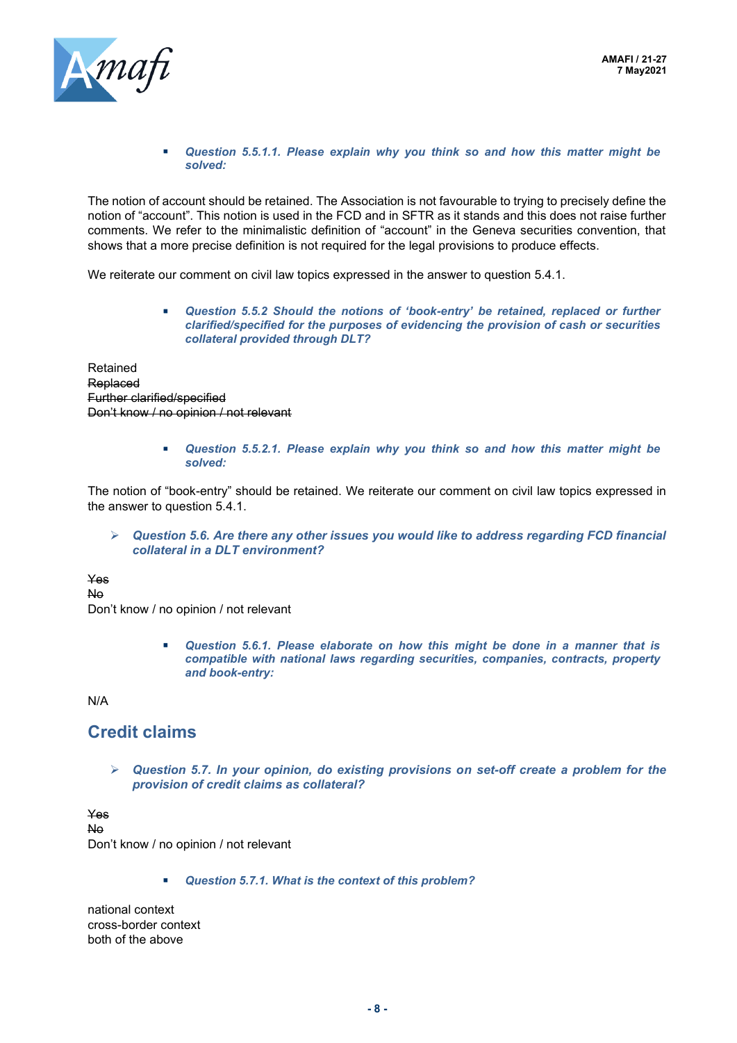- ***Question 5.5.1.1. Please explain why you think so and how this matter might be solved:***

The notion of account should be retained. The Association is not favourable to trying to precisely define the notion of "account". This notion is used in the FCD and in SFTR as it stands and this does not raise further comments. We refer to the minimalistic definition of "account" in the Geneva securities convention, that shows that a more precise definition is not required for the legal provisions to produce effects.

We reiterate our comment on civil law topics expressed in the answer to question 5.4.1.

- ***Question 5.5.2 Should the notions of 'book-entry' be retained, replaced or further clarified/specified for the purposes of evidencing the provision of cash or securities collateral provided through DLT?***

Retained
~~Replaced~~
~~Further clarified/specified~~
~~Don't know / no opinion / not relevant~~

- ***Question 5.5.2.1. Please explain why you think so and how this matter might be solved:***

The notion of "book-entry" should be retained. We reiterate our comment on civil law topics expressed in the answer to question 5.4.1.

- ***Question 5.6. Are there any other issues you would like to address regarding FCD financial collateral in a DLT environment?***

~~Yes~~
~~No~~
Don't know / no opinion / not relevant

- ***Question 5.6.1. Please elaborate on how this might be done in a manner that is compatible with national laws regarding securities, companies, contracts, property and book-entry:***

N/A

## Credit claims

- ***Question 5.7. In your opinion, do existing provisions on set-off create a problem for the provision of credit claims as collateral?***

~~Yes~~
~~No~~
Don't know / no opinion / not relevant

- ***Question 5.7.1. What is the context of this problem?***

national context
cross-border context
both of the above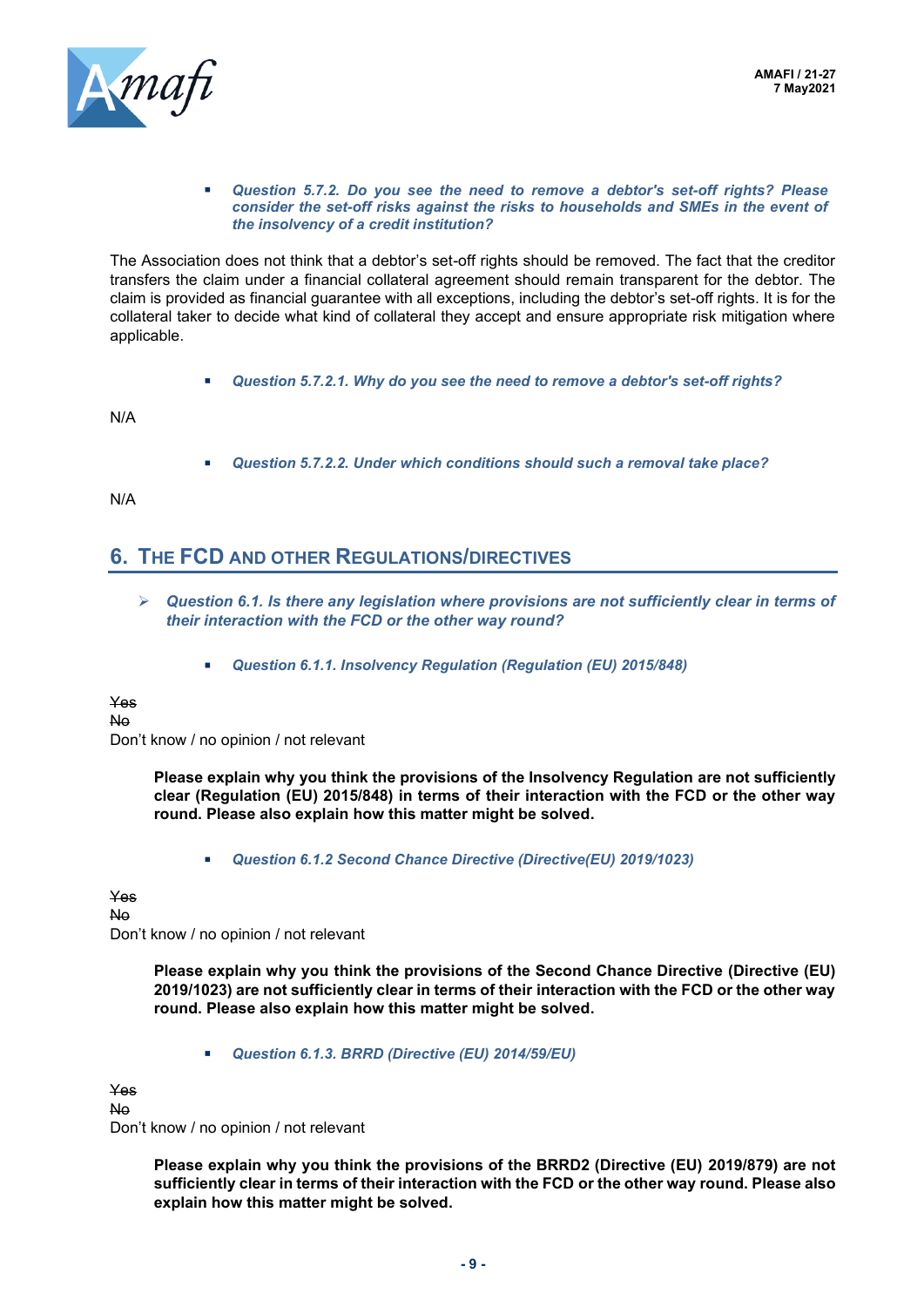- ***Question 5.7.2. Do you see the need to remove a debtor's set-off rights? Please consider the set-off risks against the risks to households and SMEs in the event of the insolvency of a credit institution?***

The Association does not think that a debtor's set-off rights should be removed. The fact that the creditor transfers the claim under a financial collateral agreement should remain transparent for the debtor. The claim is provided as financial guarantee with all exceptions, including the debtor's set-off rights. It is for the collateral taker to decide what kind of collateral they accept and ensure appropriate risk mitigation where applicable.

- ***Question 5.7.2.1. Why do you see the need to remove a debtor's set-off rights?***

N/A

- ***Question 5.7.2.2. Under which conditions should such a removal take place?***

N/A

## 6. THE FCD AND OTHER REGULATIONS/DIRECTIVES

- ***Question 6.1. Is there any legislation where provisions are not sufficiently clear in terms of their interaction with the FCD or the other way round?***

  - ***Question 6.1.1. Insolvency Regulation (Regulation (EU) 2015/848)***

~~Yes~~
~~No~~
Don't know / no opinion / not relevant

**Please explain why you think the provisions of the Insolvency Regulation are not sufficiently clear (Regulation (EU) 2015/848) in terms of their interaction with the FCD or the other way round. Please also explain how this matter might be solved.**

  - ***Question 6.1.2 Second Chance Directive (Directive(EU) 2019/1023)***

~~Yes~~
~~No~~
Don't know / no opinion / not relevant

**Please explain why you think the provisions of the Second Chance Directive (Directive (EU) 2019/1023) are not sufficiently clear in terms of their interaction with the FCD or the other way round. Please also explain how this matter might be solved.**

  - ***Question 6.1.3. BRRD (Directive (EU) 2014/59/EU)***

~~Yes~~
~~No~~
Don't know / no opinion / not relevant

**Please explain why you think the provisions of the BRRD2 (Directive (EU) 2019/879) are not sufficiently clear in terms of their interaction with the FCD or the other way round. Please also explain how this matter might be solved.**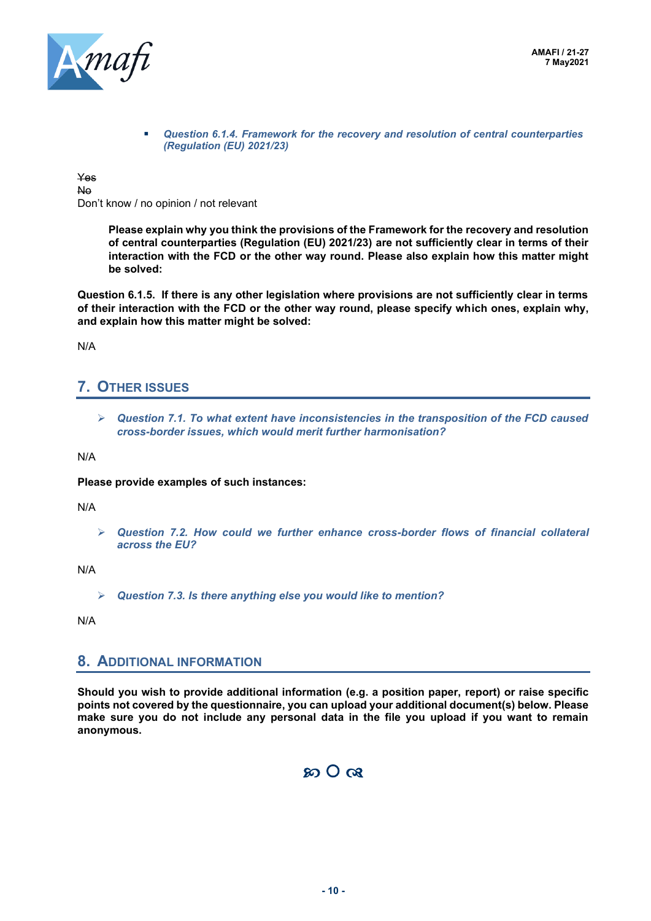- ***Question 6.1.4. Framework for the recovery and resolution of central counterparties (Regulation (EU) 2021/23)***

~~Yes~~
~~No~~
Don't know / no opinion / not relevant

**Please explain why you think the provisions of the Framework for the recovery and resolution of central counterparties (Regulation (EU) 2021/23) are not sufficiently clear in terms of their interaction with the FCD or the other way round. Please also explain how this matter might be solved:**

**Question 6.1.5. If there is any other legislation where provisions are not sufficiently clear in terms of their interaction with the FCD or the other way round, please specify which ones, explain why, and explain how this matter might be solved:**

N/A

## 7. Other issues

- ***Question 7.1. To what extent have inconsistencies in the transposition of the FCD caused cross-border issues, which would merit further harmonisation?***

N/A

**Please provide examples of such instances:**

N/A

- ***Question 7.2. How could we further enhance cross-border flows of financial collateral across the EU?***

N/A

- ***Question 7.3. Is there anything else you would like to mention?***

N/A

## 8. Additional information

**Should you wish to provide additional information (e.g. a position paper, report) or raise specific points not covered by the questionnaire, you can upload your additional document(s) below. Please make sure you do not include any personal data in the file you upload if you want to remain anonymous.**

ꕥ O ꕥ